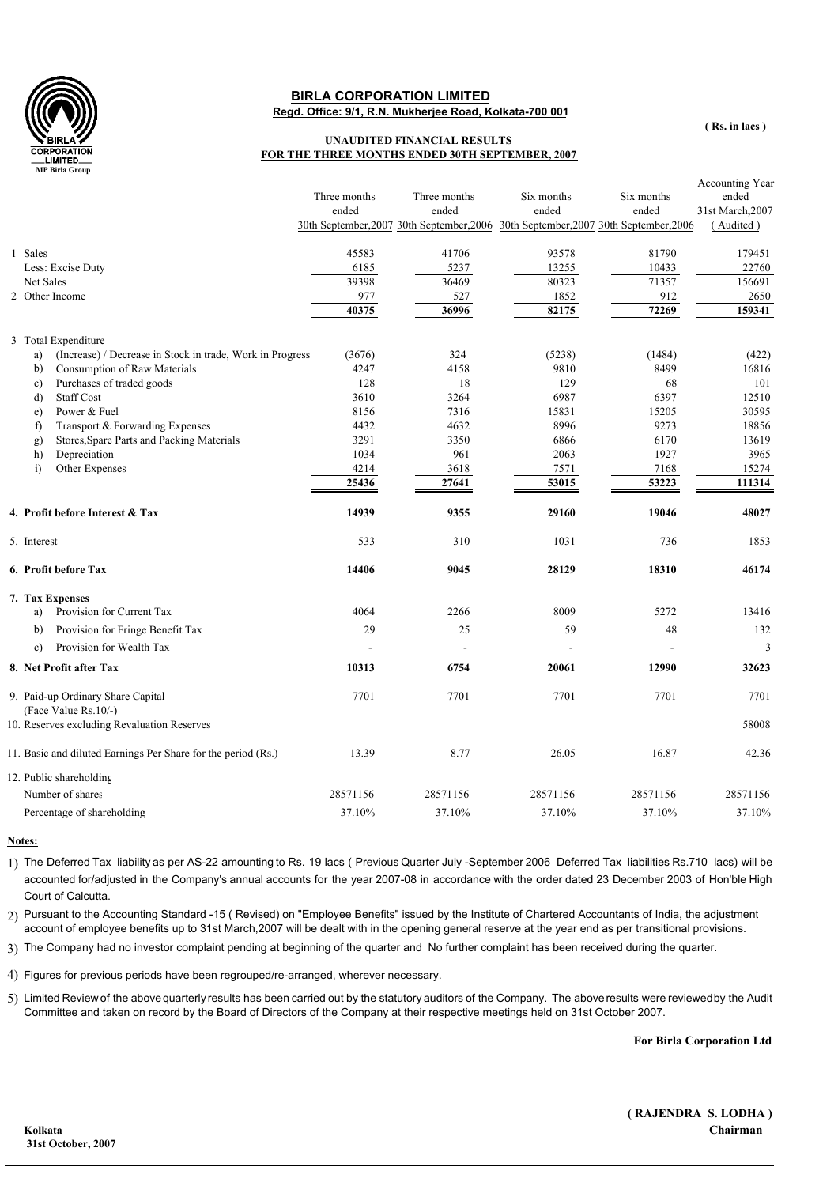# BIRLA CORPORATION LIMITED

**Regd. Office: 9/1, R.N. Mukherjee Road, Kolkata-700 001**

**( Rs. in lacs )**

**UNAUDITED FINANCIAL RESULTS**
**FOR THE THREE MONTHS ENDED 30TH SEPTEMBER, 2007**

| | Three months ended 30th September,2007 | Three months ended 30th September,2006 | Six months ended 30th September,2007 | Six months ended 30th September,2006 | Accounting Year ended 31st March,2007 ( Audited ) |
|---|---|---|---|---|---|
| 1 Sales | 45583 | 41706 | 93578 | 81790 | 179451 |
| Less: Excise Duty | 6185 | 5237 | 13255 | 10433 | 22760 |
| Net Sales | 39398 | 36469 | 80323 | 71357 | 156691 |
| 2 Other Income | 977 | 527 | 1852 | 912 | 2650 |
| | **40375** | **36996** | **82175** | **72269** | **159341** |
| 3 Total Expenditure | | | | | |
| a) (Increase) / Decrease in Stock in trade, Work in Progress | (3676) | 324 | (5238) | (1484) | (422) |
| b) Consumption of Raw Materials | 4247 | 4158 | 9810 | 8499 | 16816 |
| c) Purchases of traded goods | 128 | 18 | 129 | 68 | 101 |
| d) Staff Cost | 3610 | 3264 | 6987 | 6397 | 12510 |
| e) Power & Fuel | 8156 | 7316 | 15831 | 15205 | 30595 |
| f) Transport & Forwarding Expenses | 4432 | 4632 | 8996 | 9273 | 18856 |
| g) Stores,Spare Parts and Packing Materials | 3291 | 3350 | 6866 | 6170 | 13619 |
| h) Depreciation | 1034 | 961 | 2063 | 1927 | 3965 |
| i) Other Expenses | 4214 | 3618 | 7571 | 7168 | 15274 |
| | **25436** | **27641** | **53015** | **53223** | **111314** |
| **4. Profit before Interest & Tax** | **14939** | **9355** | **29160** | **19046** | **48027** |
| 5. Interest | 533 | 310 | 1031 | 736 | 1853 |
| **6. Profit before Tax** | **14406** | **9045** | **28129** | **18310** | **46174** |
| **7. Tax Expenses** | | | | | |
| a) Provision for Current Tax | 4064 | 2266 | 8009 | 5272 | 13416 |
| b) Provision for Fringe Benefit Tax | 29 | 25 | 59 | 48 | 132 |
| c) Provision for Wealth Tax | - | - | - | - | 3 |
| **8. Net Profit after Tax** | **10313** | **6754** | **20061** | **12990** | **32623** |
| 9. Paid-up Ordinary Share Capital (Face Value Rs.10/-) | 7701 | 7701 | 7701 | 7701 | 7701 |
| 10. Reserves excluding Revaluation Reserves | | | | | 58008 |
| 11. Basic and diluted Earnings Per Share for the period (Rs.) | 13.39 | 8.77 | 26.05 | 16.87 | 42.36 |
| 12. Public shareholding | | | | | |
| Number of shares | 28571156 | 28571156 | 28571156 | 28571156 | 28571156 |
| Percentage of shareholding | 37.10% | 37.10% | 37.10% | 37.10% | 37.10% |

**Notes:**

1) The Deferred Tax liability as per AS-22 amounting to Rs. 19 lacs ( Previous Quarter July -September 2006 Deferred Tax liabilities Rs.710 lacs) will be accounted for/adjusted in the Company's annual accounts for the year 2007-08 in accordance with the order dated 23 December 2003 of Hon'ble High Court of Calcutta.

2) Pursuant to the Accounting Standard -15 ( Revised) on "Employee Benefits" issued by the Institute of Chartered Accountants of India, the adjustment account of employee benefits up to 31st March,2007 will be dealt with in the opening general reserve at the year end as per transitional provisions.

3) The Company had no investor complaint pending at beginning of the quarter and No further complaint has been received during the quarter.

4) Figures for previous periods have been regrouped/re-arranged, wherever necessary.

5) Limited Review of the above quarterly results has been carried out by the statutory auditors of the Company. The above results were reviewed by the Audit Committee and taken on record by the Board of Directors of the Company at their respective meetings held on 31st October 2007.

**For Birla Corporation Ltd**

**( RAJENDRA S. LODHA )**
**Chairman**

**Kolkata**
**31st October, 2007**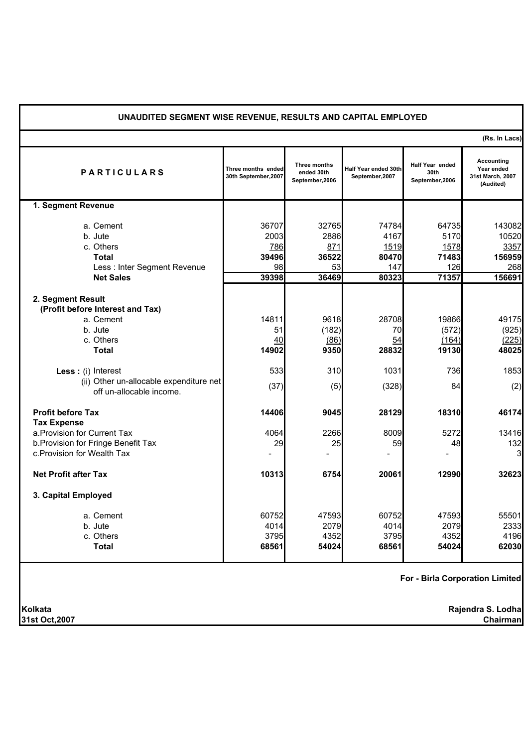## UNAUDITED SEGMENT WISE REVENUE, RESULTS AND CAPITAL EMPLOYED

(Rs. In Lacs)

| PARTICULARS | Three months ended 30th September,2007 | Three months ended 30th September,2006 | Half Year ended 30th September,2007 | Half Year ended 30th September,2006 | Accounting Year ended 31st March, 2007 (Audited) |
|---|---|---|---|---|---|
| **1. Segment Revenue** | | | | | |
| a. Cement | 36707 | 32765 | 74784 | 64735 | 143082 |
| b. Jute | 2003 | 2886 | 4167 | 5170 | 10520 |
| c. Others | 786 | 871 | 1519 | 1578 | 3357 |
| **Total** | **39496** | **36522** | **80470** | **71483** | **156959** |
| Less : Inter Segment Revenue | 98 | 53 | 147 | 126 | 268 |
| **Net Sales** | **39398** | **36469** | **80323** | **71357** | **156691** |
| **2. Segment Result (Profit before Interest and Tax)** | | | | | |
| a. Cement | 14811 | 9618 | 28708 | 19866 | 49175 |
| b. Jute | 51 | (182) | 70 | (572) | (925) |
| c. Others | 40 | (86) | 54 | (164) | (225) |
| **Total** | **14902** | **9350** | **28832** | **19130** | **48025** |
| **Less :** (i) Interest | 533 | 310 | 1031 | 736 | 1853 |
| (ii) Other un-allocable expenditure net off un-allocable income. | (37) | (5) | (328) | 84 | (2) |
| **Profit before Tax** | **14406** | **9045** | **28129** | **18310** | **46174** |
| **Tax Expense** | | | | | |
| a.Provision for Current Tax | 4064 | 2266 | 8009 | 5272 | 13416 |
| b.Provision for Fringe Benefit Tax | 29 | 25 | 59 | 48 | 132 |
| c.Provision for Wealth Tax | - | - | - | - | 3 |
| **Net Profit after Tax** | **10313** | **6754** | **20061** | **12990** | **32623** |
| **3. Capital Employed** | | | | | |
| a. Cement | 60752 | 47593 | 60752 | 47593 | 55501 |
| b. Jute | 4014 | 2079 | 4014 | 2079 | 2333 |
| c. Others | 3795 | 4352 | 3795 | 4352 | 4196 |
| **Total** | **68561** | **54024** | **68561** | **54024** | **62030** |

**For - Birla Corporation Limited**

**Kolkata**
**31st Oct,2007**

**Rajendra S. Lodha**
**Chairman**